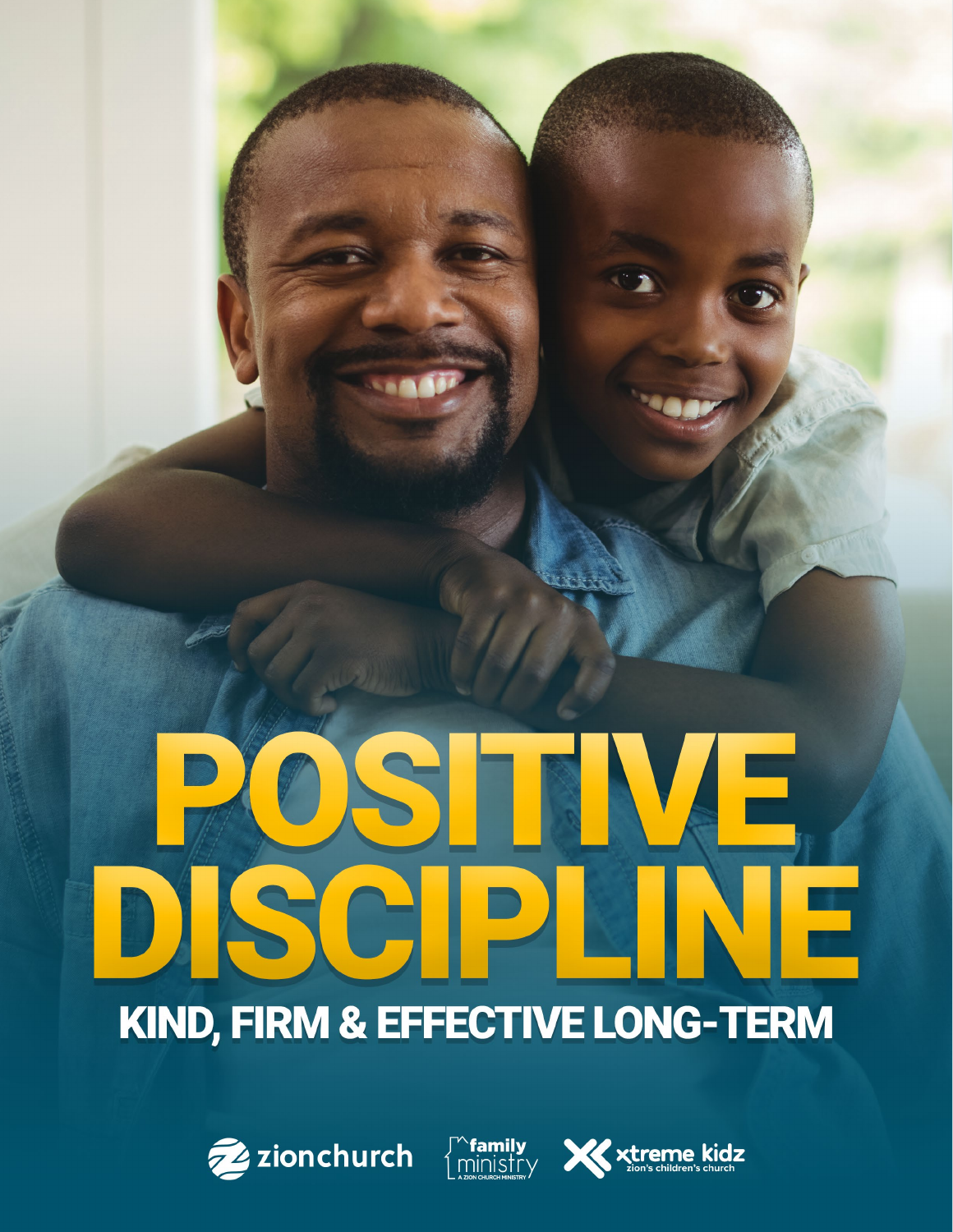# POSITIVE DISCIPLINE

## KIND, FIRM & EFFECTIVE LONG-TERM

zionchurch

family ministry
A ZION CHURCH MINISTRY

xtreme kidz
zion's children's church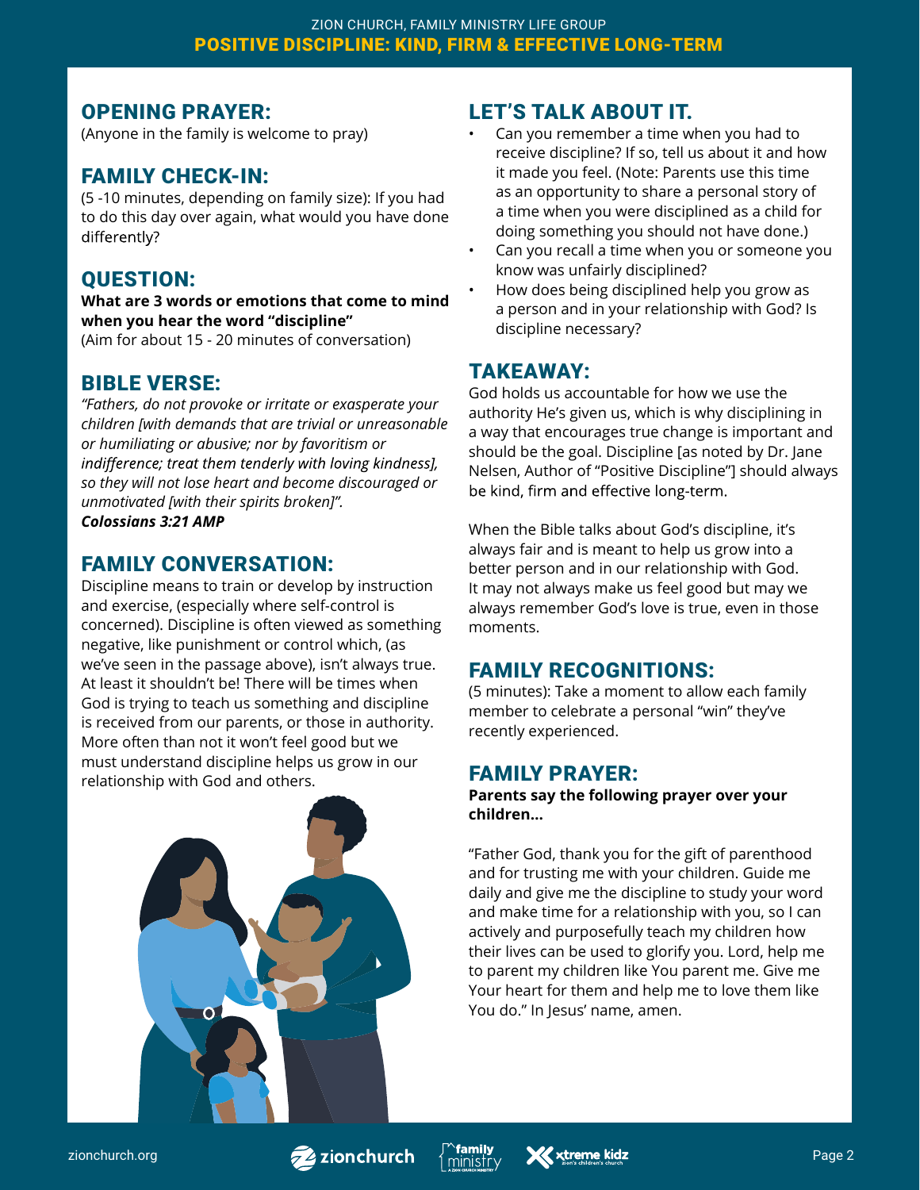ZION CHURCH, FAMILY MINISTRY LIFE GROUP

# POSITIVE DISCIPLINE: KIND, FIRM & EFFECTIVE LONG-TERM

## OPENING PRAYER:

(Anyone in the family is welcome to pray)

## FAMILY CHECK-IN:

(5 -10 minutes, depending on family size): If you had to do this day over again, what would you have done differently?

## QUESTION:

**What are 3 words or emotions that come to mind when you hear the word "discipline"**

(Aim for about 15 - 20 minutes of conversation)

## BIBLE VERSE:

*"Fathers, do not provoke or irritate or exasperate your children [with demands that are trivial or unreasonable or humiliating or abusive; nor by favoritism or indifference; treat them tenderly with loving kindness], so they will not lose heart and become discouraged or unmotivated [with their spirits broken]".*

***Colossians 3:21 AMP***

## FAMILY CONVERSATION:

Discipline means to train or develop by instruction and exercise, (especially where self-control is concerned). Discipline is often viewed as something negative, like punishment or control which, (as we've seen in the passage above), isn't always true. At least it shouldn't be! There will be times when God is trying to teach us something and discipline is received from our parents, or those in authority. More often than not it won't feel good but we must understand discipline helps us grow in our relationship with God and others.

## LET'S TALK ABOUT IT.

- Can you remember a time when you had to receive discipline? If so, tell us about it and how it made you feel. (Note: Parents use this time as an opportunity to share a personal story of a time when you were disciplined as a child for doing something you should not have done.)
- Can you recall a time when you or someone you know was unfairly disciplined?
- How does being disciplined help you grow as a person and in your relationship with God? Is discipline necessary?

## TAKEAWAY:

God holds us accountable for how we use the authority He's given us, which is why disciplining in a way that encourages true change is important and should be the goal. Discipline [as noted by Dr. Jane Nelsen, Author of "Positive Discipline"] should always be kind, firm and effective long-term.

When the Bible talks about God's discipline, it's always fair and is meant to help us grow into a better person and in our relationship with God. It may not always make us feel good but may we always remember God's love is true, even in those moments.

## FAMILY RECOGNITIONS:

(5 minutes): Take a moment to allow each family member to celebrate a personal "win" they've recently experienced.

## FAMILY PRAYER:

**Parents say the following prayer over your children...**

"Father God, thank you for the gift of parenthood and for trusting me with your children. Guide me daily and give me the discipline to study your word and make time for a relationship with you, so I can actively and purposefully teach my children how their lives can be used to glorify you. Lord, help me to parent my children like You parent me. Give me Your heart for them and help me to love them like You do." In Jesus' name, amen.